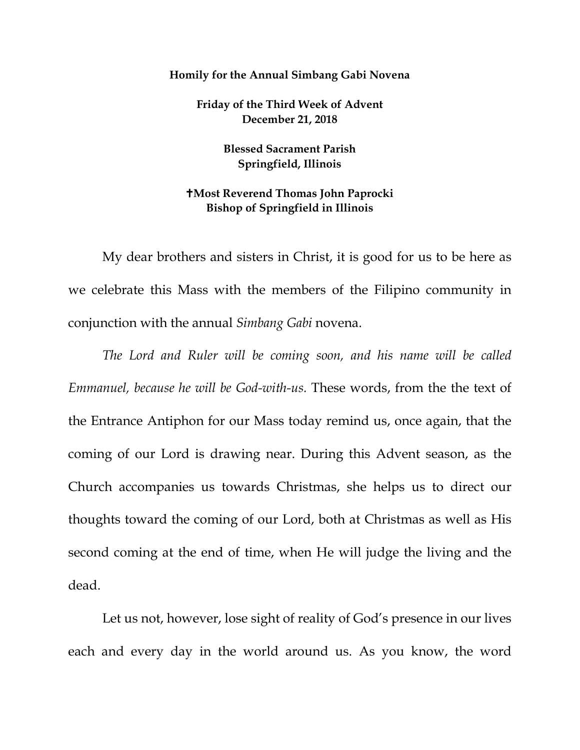**Homily for the Annual Simbang Gabi Novena**

**Friday of the Third Week of Advent**
**December 21, 2018**

**Blessed Sacrament Parish**
**Springfield, Illinois**

**✝Most Reverend Thomas John Paprocki**
**Bishop of Springfield in Illinois**

My dear brothers and sisters in Christ, it is good for us to be here as we celebrate this Mass with the members of the Filipino community in conjunction with the annual *Simbang Gabi* novena.

*The Lord and Ruler will be coming soon, and his name will be called Emmanuel, because he will be God-with-us.* These words, from the the text of the Entrance Antiphon for our Mass today remind us, once again, that the coming of our Lord is drawing near. During this Advent season, as the Church accompanies us towards Christmas, she helps us to direct our thoughts toward the coming of our Lord, both at Christmas as well as His second coming at the end of time, when He will judge the living and the dead.

Let us not, however, lose sight of reality of God's presence in our lives each and every day in the world around us. As you know, the word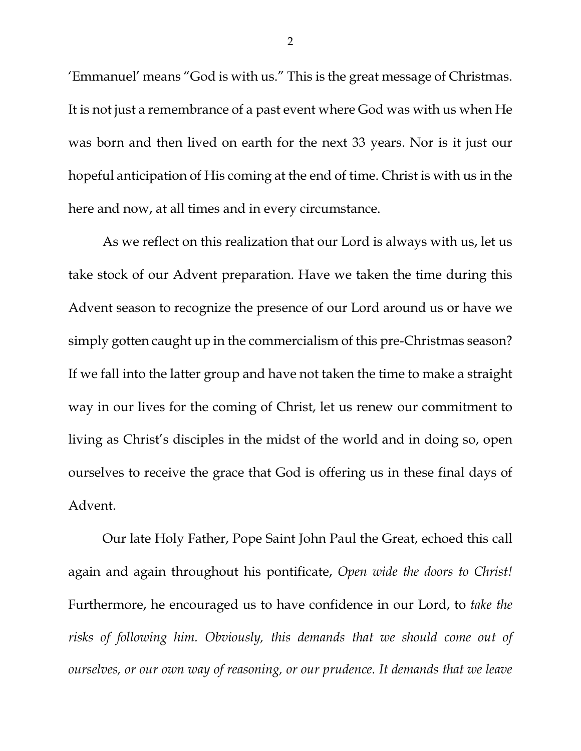'Emmanuel' means "God is with us." This is the great message of Christmas. It is not just a remembrance of a past event where God was with us when He was born and then lived on earth for the next 33 years. Nor is it just our hopeful anticipation of His coming at the end of time. Christ is with us in the here and now, at all times and in every circumstance.

As we reflect on this realization that our Lord is always with us, let us take stock of our Advent preparation. Have we taken the time during this Advent season to recognize the presence of our Lord around us or have we simply gotten caught up in the commercialism of this pre-Christmas season? If we fall into the latter group and have not taken the time to make a straight way in our lives for the coming of Christ, let us renew our commitment to living as Christ's disciples in the midst of the world and in doing so, open ourselves to receive the grace that God is offering us in these final days of Advent.

Our late Holy Father, Pope Saint John Paul the Great, echoed this call again and again throughout his pontificate, *Open wide the doors to Christ!* Furthermore, he encouraged us to have confidence in our Lord, to *take the risks of following him. Obviously, this demands that we should come out of ourselves, or our own way of reasoning, or our prudence. It demands that we leave*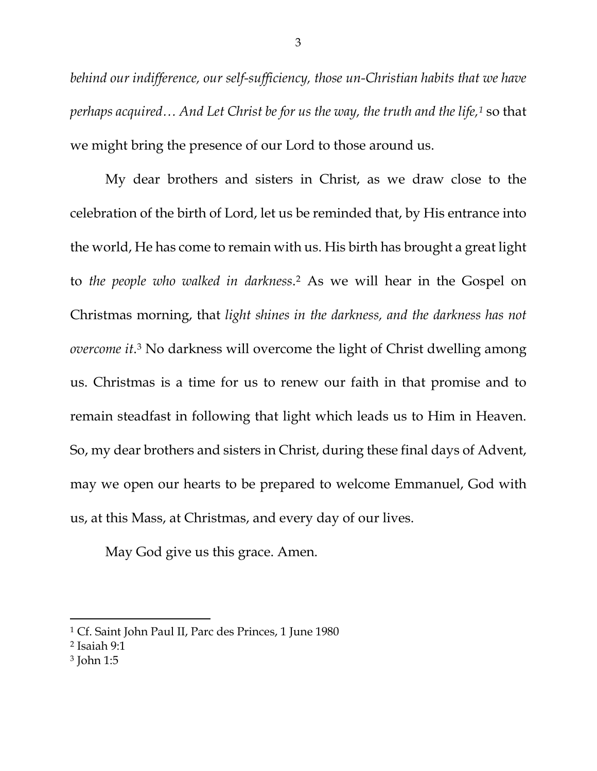*behind our indifference, our self-sufficiency, those un-Christian habits that we have perhaps acquired… And Let Christ be for us the way, the truth and the life,*[1] so that we might bring the presence of our Lord to those around us.

My dear brothers and sisters in Christ, as we draw close to the celebration of the birth of Lord, let us be reminded that, by His entrance into the world, He has come to remain with us. His birth has brought a great light to *the people who walked in darkness*.[2] As we will hear in the Gospel on Christmas morning, that *light shines in the darkness, and the darkness has not overcome it*.[3] No darkness will overcome the light of Christ dwelling among us. Christmas is a time for us to renew our faith in that promise and to remain steadfast in following that light which leads us to Him in Heaven. So, my dear brothers and sisters in Christ, during these final days of Advent, may we open our hearts to be prepared to welcome Emmanuel, God with us, at this Mass, at Christmas, and every day of our lives.

May God give us this grace. Amen.

---

[1] Cf. Saint John Paul II, Parc des Princes, 1 June 1980

[2] Isaiah 9:1

[3] John 1:5